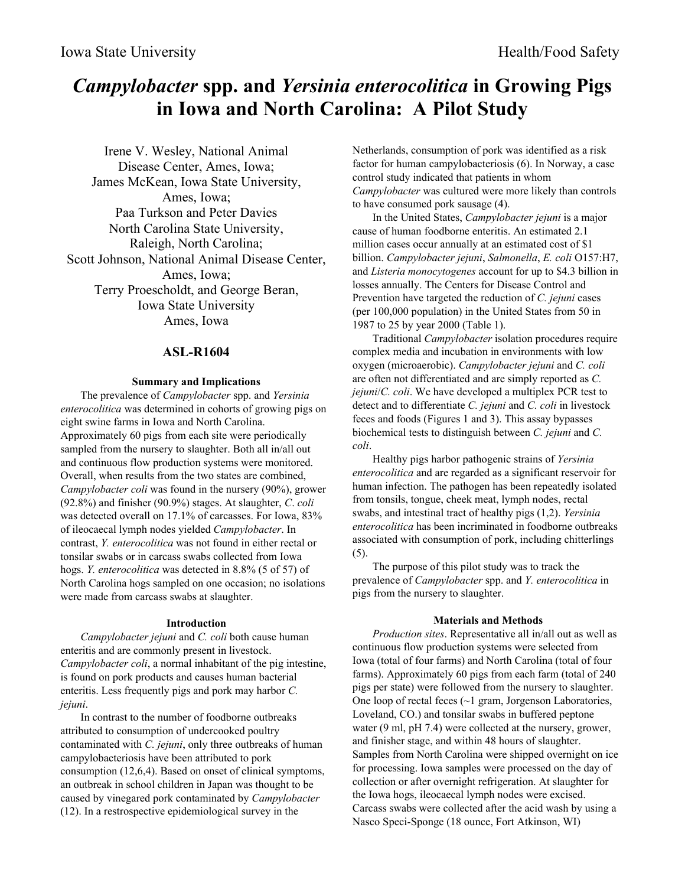# *Campylobacter* spp. and *Yersinia enterocolitica* in Growing Pigs in Iowa and North Carolina: A Pilot Study

Irene V. Wesley, National Animal Disease Center, Ames, Iowa;
James McKean, Iowa State University, Ames, Iowa;
Paa Turkson and Peter Davies
North Carolina State University, Raleigh, North Carolina;
Scott Johnson, National Animal Disease Center, Ames, Iowa;
Terry Proescholdt, and George Beran, Iowa State University
Ames, Iowa

## ASL-R1604

### Summary and Implications

The prevalence of *Campylobacter* spp. and *Yersinia enterocolitica* was determined in cohorts of growing pigs on eight swine farms in Iowa and North Carolina. Approximately 60 pigs from each site were periodically sampled from the nursery to slaughter. Both all in/all out and continuous flow production systems were monitored. Overall, when results from the two states are combined, *Campylobacter coli* was found in the nursery (90%), grower (92.8%) and finisher (90.9%) stages. At slaughter, *C. coli* was detected overall on 17.1% of carcasses. For Iowa, 83% of ileocaecal lymph nodes yielded *Campylobacter*. In contrast, *Y. enterocolitica* was not found in either rectal or tonsilar swabs or in carcass swabs collected from Iowa hogs. *Y. enterocolitica* was detected in 8.8% (5 of 57) of North Carolina hogs sampled on one occasion; no isolations were made from carcass swabs at slaughter.

### Introduction

*Campylobacter jejuni* and *C. coli* both cause human enteritis and are commonly present in livestock. *Campylobacter coli*, a normal inhabitant of the pig intestine, is found on pork products and causes human bacterial enteritis. Less frequently pigs and pork may harbor *C. jejuni*.

In contrast to the number of foodborne outbreaks attributed to consumption of undercooked poultry contaminated with *C. jejuni*, only three outbreaks of human campylobacteriosis have been attributed to pork consumption (12,6,4). Based on onset of clinical symptoms, an outbreak in school children in Japan was thought to be caused by vinegared pork contaminated by *Campylobacter* (12). In a restrospective epidemiological survey in the Netherlands, consumption of pork was identified as a risk factor for human campylobacteriosis (6). In Norway, a case control study indicated that patients in whom *Campylobacter* was cultured were more likely than controls to have consumed pork sausage (4).

In the United States, *Campylobacter jejuni* is a major cause of human foodborne enteritis. An estimated 2.1 million cases occur annually at an estimated cost of $1 billion. *Campylobacter jejuni*, *Salmonella*, *E. coli* O157:H7, and *Listeria monocytogenes* account for up to $4.3 billion in losses annually. The Centers for Disease Control and Prevention have targeted the reduction of *C. jejuni* cases (per 100,000 population) in the United States from 50 in 1987 to 25 by year 2000 (Table 1).

Traditional *Campylobacter* isolation procedures require complex media and incubation in environments with low oxygen (microaerobic). *Campylobacter jejuni* and *C. coli* are often not differentiated and are simply reported as *C. jejuni*/*C. coli*. We have developed a multiplex PCR test to detect and to differentiate *C. jejuni* and *C. coli* in livestock feces and foods (Figures 1 and 3). This assay bypasses biochemical tests to distinguish between *C. jejuni* and *C. coli*.

Healthy pigs harbor pathogenic strains of *Yersinia enterocolitica* and are regarded as a significant reservoir for human infection. The pathogen has been repeatedly isolated from tonsils, tongue, cheek meat, lymph nodes, rectal swabs, and intestinal tract of healthy pigs (1,2). *Yersinia enterocolitica* has been incriminated in foodborne outbreaks associated with consumption of pork, including chitterlings (5).

The purpose of this pilot study was to track the prevalence of *Campylobacter* spp. and *Y. enterocolitica* in pigs from the nursery to slaughter.

### Materials and Methods

*Production sites*. Representative all in/all out as well as continuous flow production systems were selected from Iowa (total of four farms) and North Carolina (total of four farms). Approximately 60 pigs from each farm (total of 240 pigs per state) were followed from the nursery to slaughter. One loop of rectal feces (~1 gram, Jorgenson Laboratories, Loveland, CO.) and tonsilar swabs in buffered peptone water (9 ml, pH 7.4) were collected at the nursery, grower, and finisher stage, and within 48 hours of slaughter. Samples from North Carolina were shipped overnight on ice for processing. Iowa samples were processed on the day of collection or after overnight refrigeration. At slaughter for the Iowa hogs, ileocaecal lymph nodes were excised. Carcass swabs were collected after the acid wash by using a Nasco Speci-Sponge (18 ounce, Fort Atkinson, WI)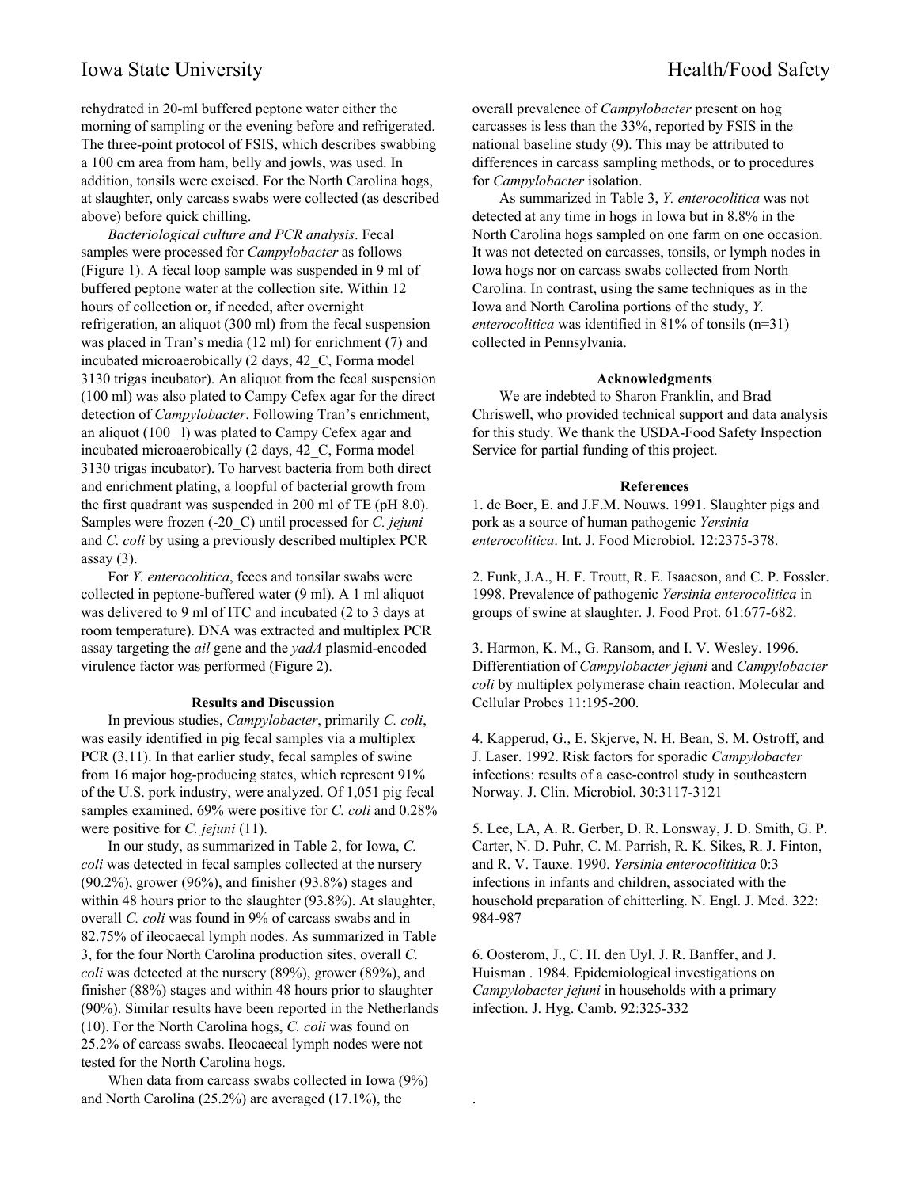rehydrated in 20-ml buffered peptone water either the morning of sampling or the evening before and refrigerated. The three-point protocol of FSIS, which describes swabbing a 100 cm area from ham, belly and jowls, was used. In addition, tonsils were excised. For the North Carolina hogs, at slaughter, only carcass swabs were collected (as described above) before quick chilling.

*Bacteriological culture and PCR analysis*. Fecal samples were processed for *Campylobacter* as follows (Figure 1). A fecal loop sample was suspended in 9 ml of buffered peptone water at the collection site. Within 12 hours of collection or, if needed, after overnight refrigeration, an aliquot (300 ml) from the fecal suspension was placed in Tran's media (12 ml) for enrichment (7) and incubated microaerobically (2 days, 42_C, Forma model 3130 trigas incubator). An aliquot from the fecal suspension (100 ml) was also plated to Campy Cefex agar for the direct detection of *Campylobacter*. Following Tran's enrichment, an aliquot (100 _l) was plated to Campy Cefex agar and incubated microaerobically (2 days, 42_C, Forma model 3130 trigas incubator). To harvest bacteria from both direct and enrichment plating, a loopful of bacterial growth from the first quadrant was suspended in 200 ml of TE (pH 8.0). Samples were frozen (-20_C) until processed for *C. jejuni* and *C. coli* by using a previously described multiplex PCR assay (3).

For *Y. enterocolitica*, feces and tonsilar swabs were collected in peptone-buffered water (9 ml). A 1 ml aliquot was delivered to 9 ml of ITC and incubated (2 to 3 days at room temperature). DNA was extracted and multiplex PCR assay targeting the *ail* gene and the *yadA* plasmid-encoded virulence factor was performed (Figure 2).

## Results and Discussion

In previous studies, *Campylobacter*, primarily *C. coli*, was easily identified in pig fecal samples via a multiplex PCR (3,11). In that earlier study, fecal samples of swine from 16 major hog-producing states, which represent 91% of the U.S. pork industry, were analyzed. Of 1,051 pig fecal samples examined, 69% were positive for *C. coli* and 0.28% were positive for *C. jejuni* (11).

In our study, as summarized in Table 2, for Iowa, *C. coli* was detected in fecal samples collected at the nursery (90.2%), grower (96%), and finisher (93.8%) stages and within 48 hours prior to the slaughter (93.8%). At slaughter, overall *C. coli* was found in 9% of carcass swabs and in 82.75% of ileocaecal lymph nodes. As summarized in Table 3, for the four North Carolina production sites, overall *C. coli* was detected at the nursery (89%), grower (89%), and finisher (88%) stages and within 48 hours prior to slaughter (90%). Similar results have been reported in the Netherlands (10). For the North Carolina hogs, *C. coli* was found on 25.2% of carcass swabs. Ileocaecal lymph nodes were not tested for the North Carolina hogs.

When data from carcass swabs collected in Iowa (9%) and North Carolina (25.2%) are averaged (17.1%), the overall prevalence of *Campylobacter* present on hog carcasses is less than the 33%, reported by FSIS in the national baseline study (9). This may be attributed to differences in carcass sampling methods, or to procedures for *Campylobacter* isolation.

As summarized in Table 3, *Y. enterocolitica* was not detected at any time in hogs in Iowa but in 8.8% in the North Carolina hogs sampled on one farm on one occasion. It was not detected on carcasses, tonsils, or lymph nodes in Iowa hogs nor on carcass swabs collected from North Carolina. In contrast, using the same techniques as in the Iowa and North Carolina portions of the study, *Y. enterocolitica* was identified in 81% of tonsils (n=31) collected in Pennsylvania.

## Acknowledgments

We are indebted to Sharon Franklin, and Brad Chriswell, who provided technical support and data analysis for this study. We thank the USDA-Food Safety Inspection Service for partial funding of this project.

## References

1. de Boer, E. and J.F.M. Nouws. 1991. Slaughter pigs and pork as a source of human pathogenic *Yersinia enterocolitica*. Int. J. Food Microbiol. 12:2375-378.

2. Funk, J.A., H. F. Troutt, R. E. Isaacson, and C. P. Fossler. 1998. Prevalence of pathogenic *Yersinia enterocolitica* in groups of swine at slaughter. J. Food Prot. 61:677-682.

3. Harmon, K. M., G. Ransom, and I. V. Wesley. 1996. Differentiation of *Campylobacter jejuni* and *Campylobacter coli* by multiplex polymerase chain reaction. Molecular and Cellular Probes 11:195-200.

4. Kapperud, G., E. Skjerve, N. H. Bean, S. M. Ostroff, and J. Laser. 1992. Risk factors for sporadic *Campylobacter* infections: results of a case-control study in southeastern Norway. J. Clin. Microbiol. 30:3117-3121

5. Lee, LA, A. R. Gerber, D. R. Lonsway, J. D. Smith, G. P. Carter, N. D. Puhr, C. M. Parrish, R. K. Sikes, R. J. Finton, and R. V. Tauxe. 1990. *Yersinia enterocolititica* 0:3 infections in infants and children, associated with the household preparation of chitterling. N. Engl. J. Med. 322: 984-987

6. Oosterom, J., C. H. den Uyl, J. R. Banffer, and J. Huisman . 1984. Epidemiological investigations on *Campylobacter jejuni* in households with a primary infection. J. Hyg. Camb. 92:325-332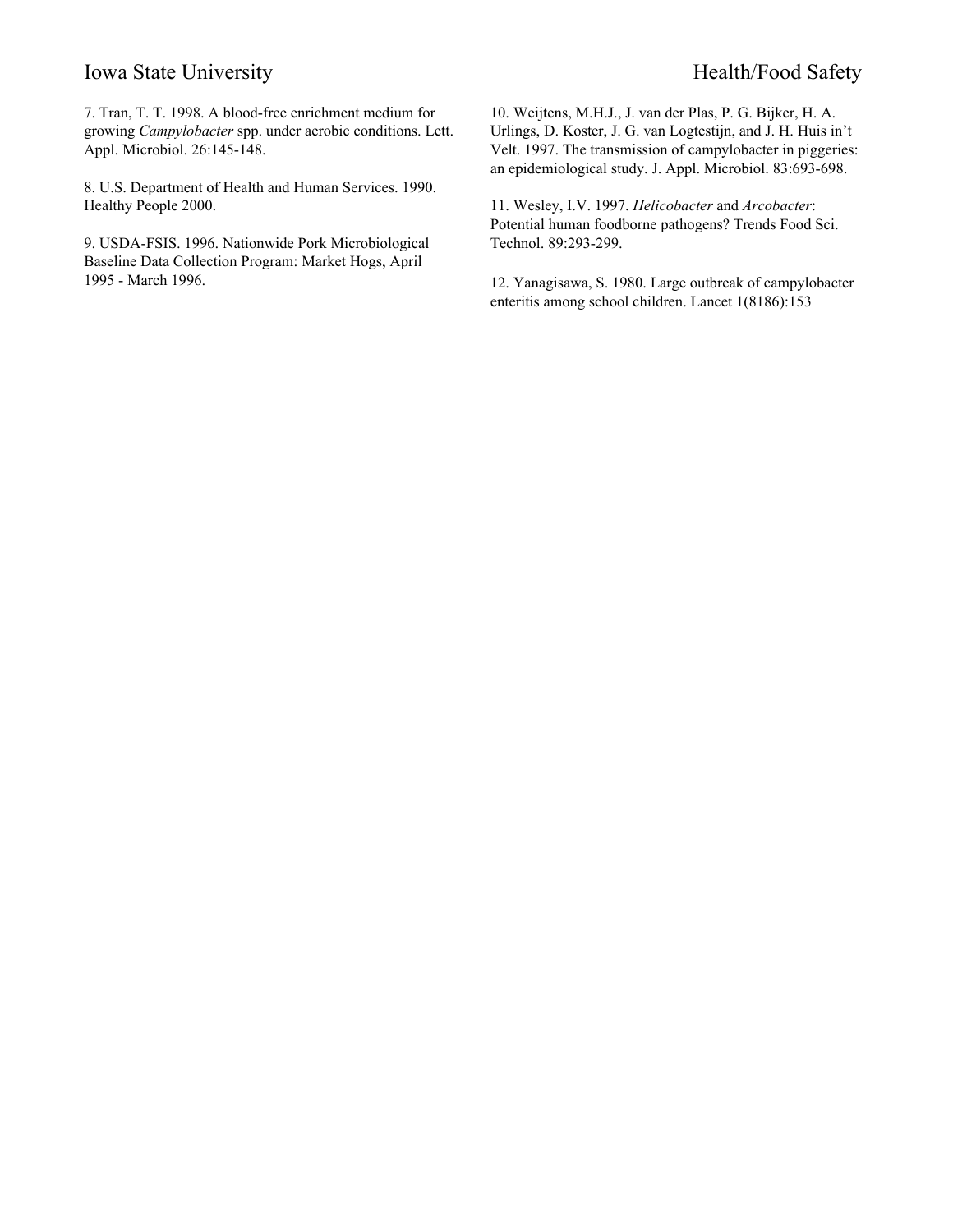7. Tran, T. T. 1998. A blood-free enrichment medium for growing *Campylobacter* spp. under aerobic conditions. Lett. Appl. Microbiol. 26:145-148.

8. U.S. Department of Health and Human Services. 1990. Healthy People 2000.

9. USDA-FSIS. 1996. Nationwide Pork Microbiological Baseline Data Collection Program: Market Hogs, April 1995 - March 1996.

10. Weijtens, M.H.J., J. van der Plas, P. G. Bijker, H. A. Urlings, D. Koster, J. G. van Logtestijn, and J. H. Huis in't Velt. 1997. The transmission of campylobacter in piggeries: an epidemiological study. J. Appl. Microbiol. 83:693-698.

11. Wesley, I.V. 1997. *Helicobacter* and *Arcobacter*: Potential human foodborne pathogens? Trends Food Sci. Technol. 89:293-299.

12. Yanagisawa, S. 1980. Large outbreak of campylobacter enteritis among school children. Lancet 1(8186):153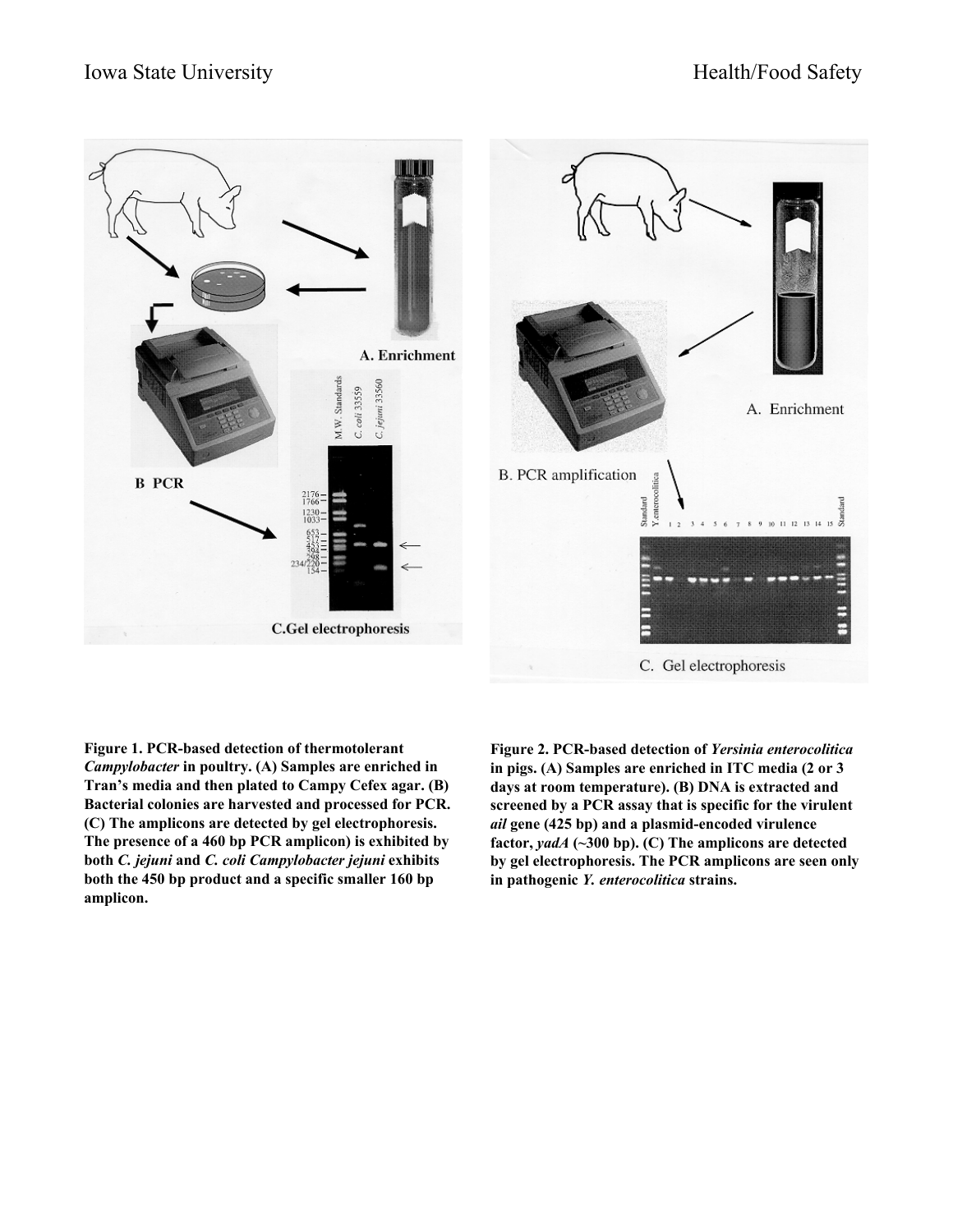**Figure 1. PCR-based detection of thermotolerant *Campylobacter* in poultry. (A) Samples are enriched in Tran's media and then plated to Campy Cefex agar. (B) Bacterial colonies are harvested and processed for PCR. (C) The amplicons are detected by gel electrophoresis. The presence of a 460 bp PCR amplicon) is exhibited by both *C. jejuni* and *C. coli Campylobacter jejuni* exhibits both the 450 bp product and a specific smaller 160 bp amplicon.**

**Figure 2. PCR-based detection of *Yersinia enterocolitica* in pigs. (A) Samples are enriched in ITC media (2 or 3 days at room temperature). (B) DNA is extracted and screened by a PCR assay that is specific for the virulent *ail* gene (425 bp) and a plasmid-encoded virulence factor, *yadA* (~300 bp). (C) The amplicons are detected by gel electrophoresis. The PCR amplicons are seen only in pathogenic *Y. enterocolitica* strains.**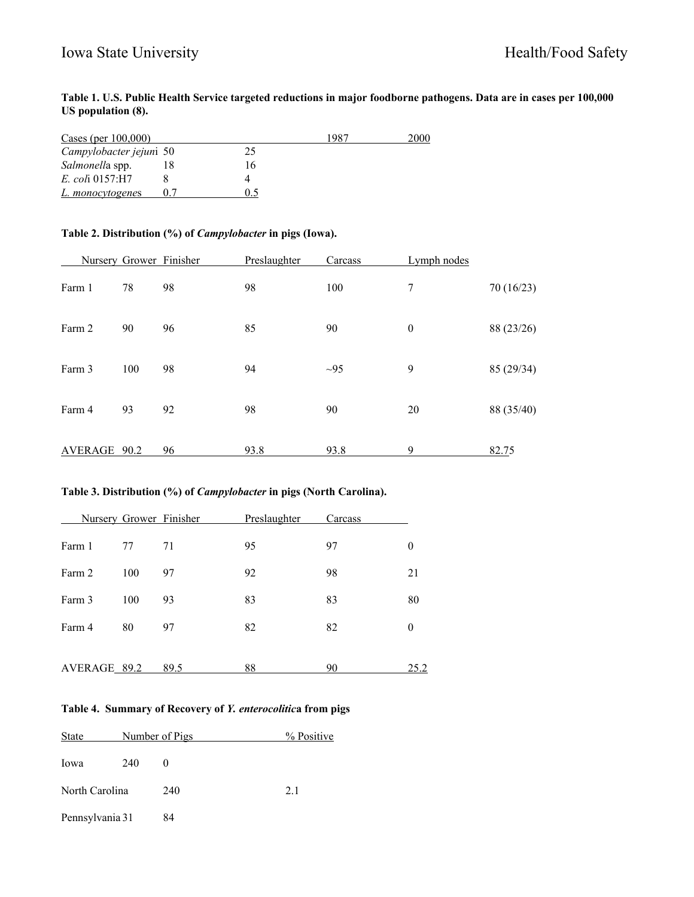**Table 1. U.S. Public Health Service targeted reductions in major foodborne pathogens. Data are in cases per 100,000 US population (8).**

| Cases (per 100,000) | 1987 | 2000 |
|---|---|---|
| *Campylobacter jejuni* | 50 | 25 |
| *Salmonella* spp. | 18 | 16 |
| *E. coli* 0157:H7 | 8 | 4 |
| *L. monocytogenes* | 0.7 | 0.5 |

**Table 2. Distribution (%) of *Campylobacter* in pigs (Iowa).**

| | Nursery | Grower | Finisher | Preslaughter | Carcass | Lymph nodes |
|---|---|---|---|---|---|---|
| Farm 1 | 78 | 98 | 98 | 100 | 7 | 70 (16/23) |
| Farm 2 | 90 | 96 | 85 | 90 | 0 | 88 (23/26) |
| Farm 3 | 100 | 98 | 94 | ~95 | 9 | 85 (29/34) |
| Farm 4 | 93 | 92 | 98 | 90 | 20 | 88 (35/40) |
| AVERAGE | 90.2 | 96 | 93.8 | 93.8 | 9 | 82.75 |

**Table 3. Distribution (%) of *Campylobacter* in pigs (North Carolina).**

| | Nursery | Grower | Finisher | Preslaughter | Carcass |
|---|---|---|---|---|---|
| Farm 1 | 77 | 71 | 95 | 97 | 0 |
| Farm 2 | 100 | 97 | 92 | 98 | 21 |
| Farm 3 | 100 | 93 | 83 | 83 | 80 |
| Farm 4 | 80 | 97 | 82 | 82 | 0 |
| AVERAGE | 89.2 | 89.5 | 88 | 90 | 25.2 |

**Table 4. Summary of Recovery of *Y. enterocolitica* from pigs**

| State | Number of Pigs | % Positive |
|---|---|---|
| Iowa | 240 | 0 |
| North Carolina | 240 | 2.1 |
| Pennsylvania | 31 | 84 |